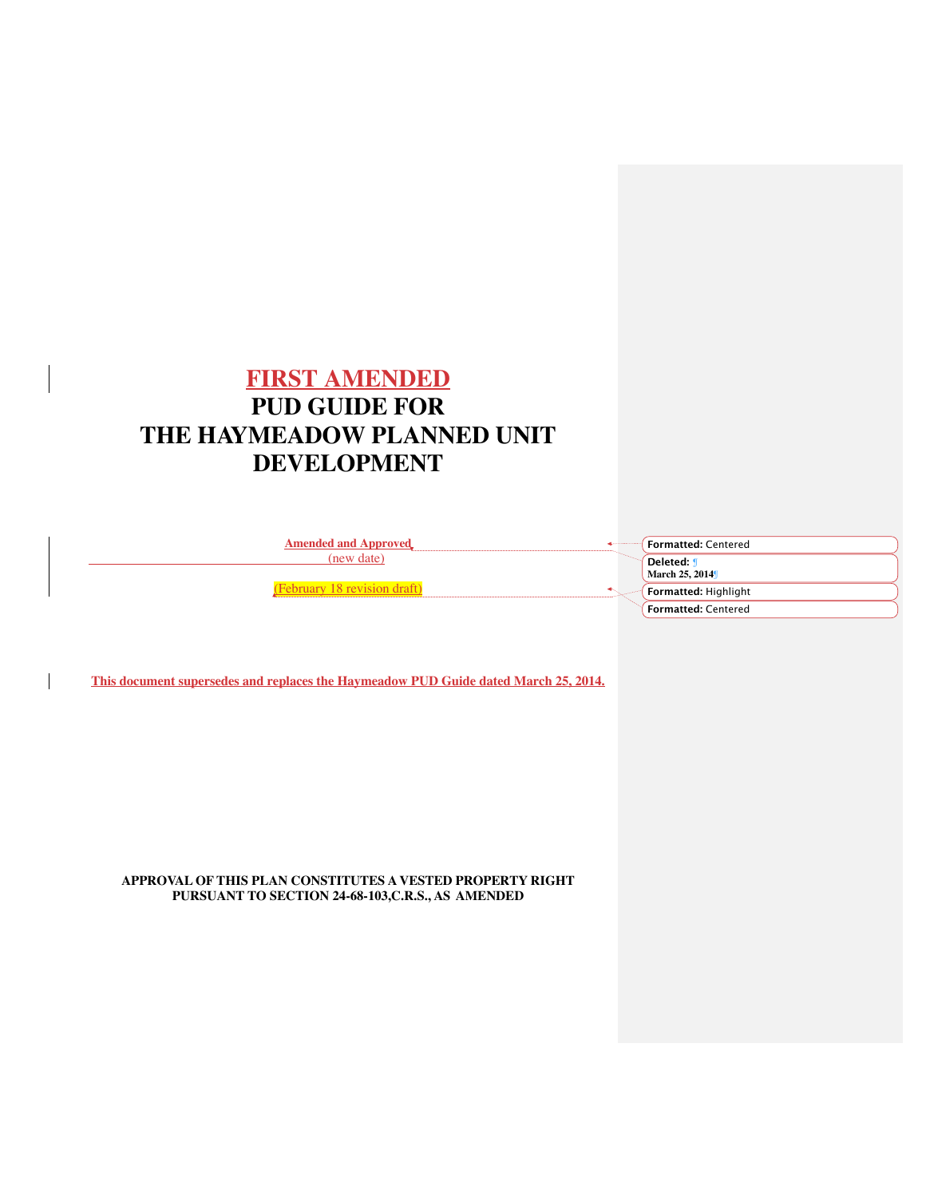# FIRST AMENDED
# PUD GUIDE FOR
# THE HAYMEADOW PLANNED UNIT DEVELOPMENT

**Amended and Approved**

(new date)

(February 18 revision draft)

**This document supersedes and replaces the Haymeadow PUD Guide dated March 25, 2014.**

**APPROVAL OF THIS PLAN CONSTITUTES A VESTED PROPERTY RIGHT PURSUANT TO SECTION 24-68-103,C.R.S., AS AMENDED**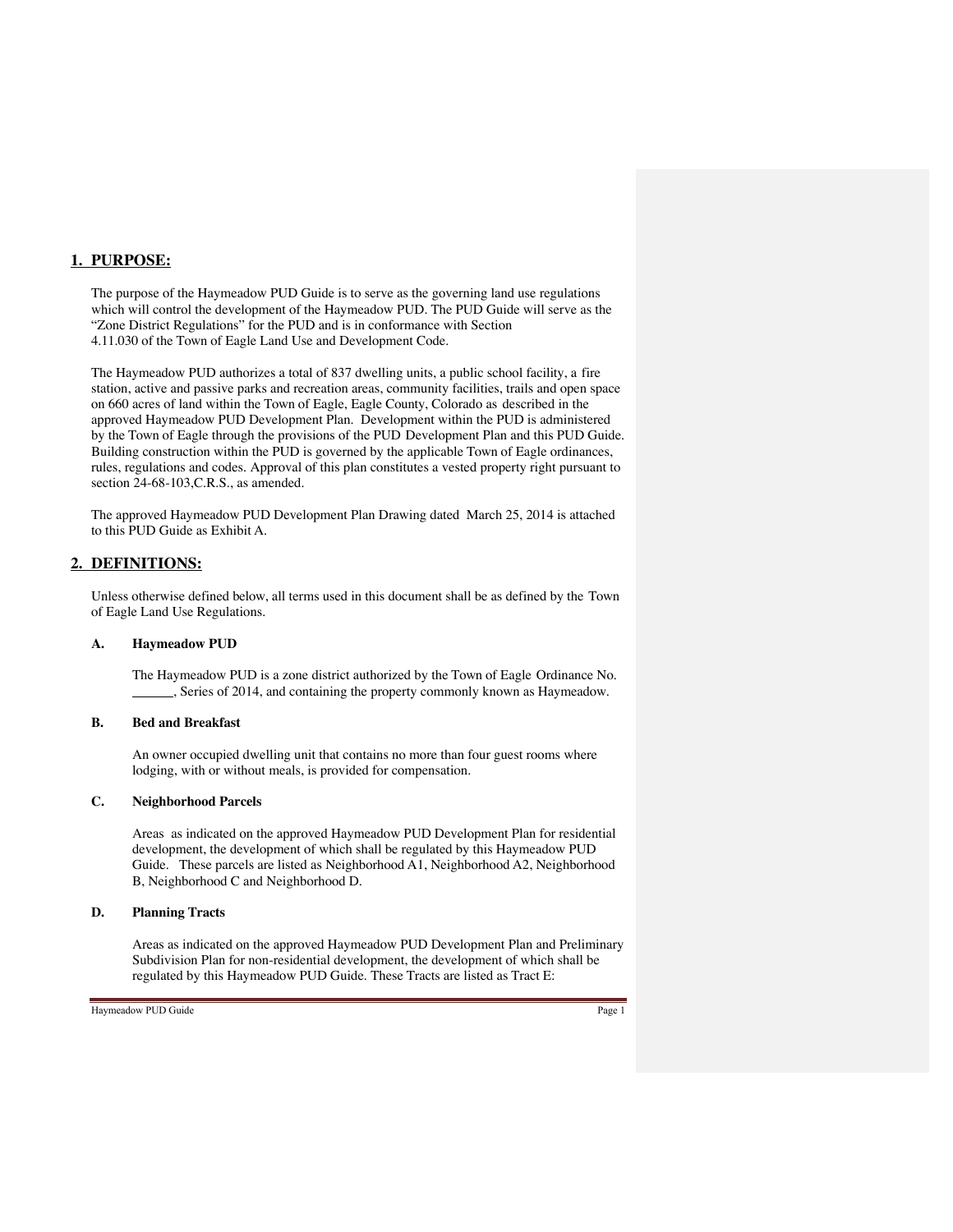## 1. PURPOSE:

The purpose of the Haymeadow PUD Guide is to serve as the governing land use regulations which will control the development of the Haymeadow PUD. The PUD Guide will serve as the "Zone District Regulations" for the PUD and is in conformance with Section 4.11.030 of the Town of Eagle Land Use and Development Code.

The Haymeadow PUD authorizes a total of 837 dwelling units, a public school facility, a fire station, active and passive parks and recreation areas, community facilities, trails and open space on 660 acres of land within the Town of Eagle, Eagle County, Colorado as described in the approved Haymeadow PUD Development Plan. Development within the PUD is administered by the Town of Eagle through the provisions of the PUD Development Plan and this PUD Guide. Building construction within the PUD is governed by the applicable Town of Eagle ordinances, rules, regulations and codes. Approval of this plan constitutes a vested property right pursuant to section 24-68-103,C.R.S., as amended.

The approved Haymeadow PUD Development Plan Drawing dated March 25, 2014 is attached to this PUD Guide as Exhibit A.

## 2. DEFINITIONS:

Unless otherwise defined below, all terms used in this document shall be as defined by the Town of Eagle Land Use Regulations.

### A. Haymeadow PUD

The Haymeadow PUD is a zone district authorized by the Town of Eagle Ordinance No. ______, Series of 2014, and containing the property commonly known as Haymeadow.

### B. Bed and Breakfast

An owner occupied dwelling unit that contains no more than four guest rooms where lodging, with or without meals, is provided for compensation.

### C. Neighborhood Parcels

Areas as indicated on the approved Haymeadow PUD Development Plan for residential development, the development of which shall be regulated by this Haymeadow PUD Guide. These parcels are listed as Neighborhood A1, Neighborhood A2, Neighborhood B, Neighborhood C and Neighborhood D.

### D. Planning Tracts

Areas as indicated on the approved Haymeadow PUD Development Plan and Preliminary Subdivision Plan for non-residential development, the development of which shall be regulated by this Haymeadow PUD Guide. These Tracts are listed as Tract E: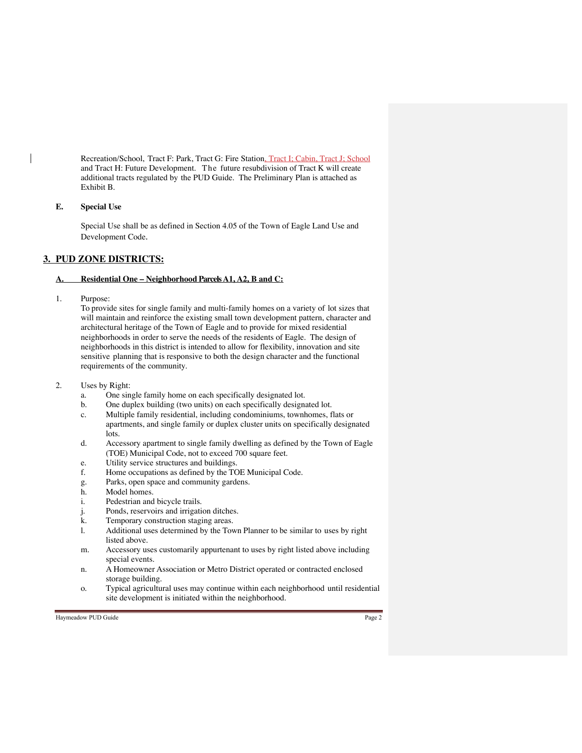Recreation/School, Tract F: Park, Tract G: Fire Station, Tract I: Cabin, Tract J: School and Tract H: Future Development. The future resubdivision of Tract K will create additional tracts regulated by the PUD Guide. The Preliminary Plan is attached as Exhibit B.

**E. Special Use**

Special Use shall be as defined in Section 4.05 of the Town of Eagle Land Use and Development Code.

## 3. PUD ZONE DISTRICTS:

### A. Residential One – Neighborhood Parcels A1, A2, B and C:

1. Purpose:
   To provide sites for single family and multi-family homes on a variety of lot sizes that will maintain and reinforce the existing small town development pattern, character and architectural heritage of the Town of Eagle and to provide for mixed residential neighborhoods in order to serve the needs of the residents of Eagle. The design of neighborhoods in this district is intended to allow for flexibility, innovation and site sensitive planning that is responsive to both the design character and the functional requirements of the community.

2. Uses by Right:
   a. One single family home on each specifically designated lot.
   b. One duplex building (two units) on each specifically designated lot.
   c. Multiple family residential, including condominiums, townhomes, flats or apartments, and single family or duplex cluster units on specifically designated lots.
   d. Accessory apartment to single family dwelling as defined by the Town of Eagle (TOE) Municipal Code, not to exceed 700 square feet.
   e. Utility service structures and buildings.
   f. Home occupations as defined by the TOE Municipal Code.
   g. Parks, open space and community gardens.
   h. Model homes.
   i. Pedestrian and bicycle trails.
   j. Ponds, reservoirs and irrigation ditches.
   k. Temporary construction staging areas.
   l. Additional uses determined by the Town Planner to be similar to uses by right listed above.
   m. Accessory uses customarily appurtenant to uses by right listed above including special events.
   n. A Homeowner Association or Metro District operated or contracted enclosed storage building.
   o. Typical agricultural uses may continue within each neighborhood until residential site development is initiated within the neighborhood.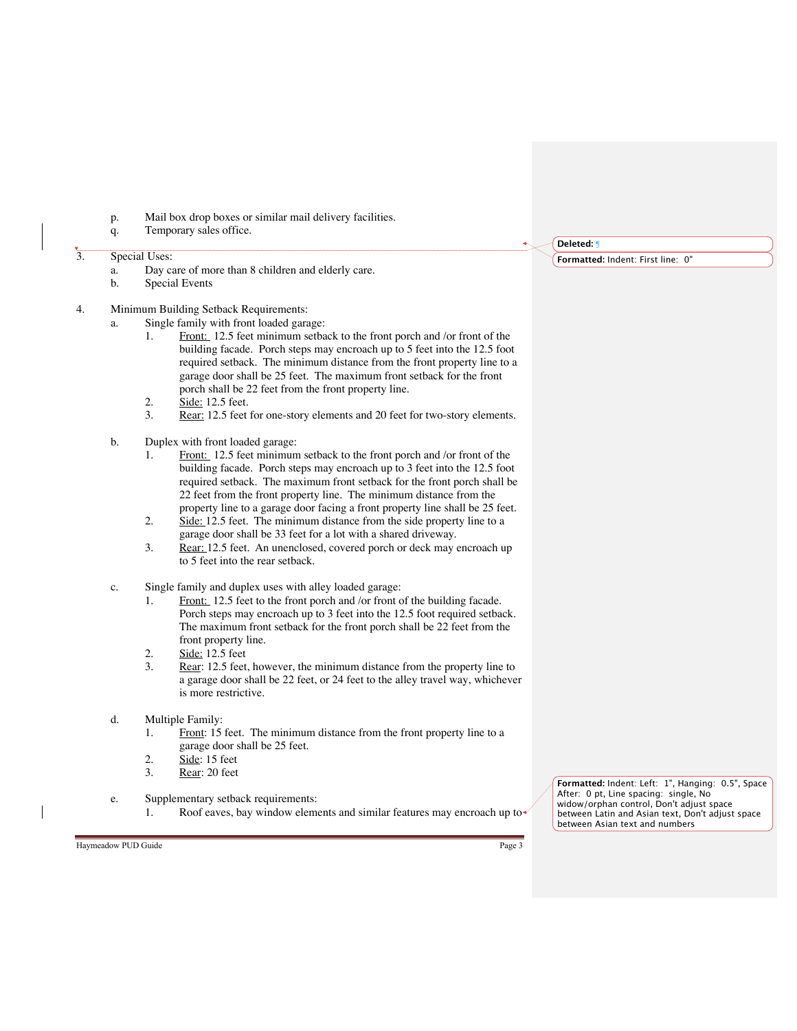p. Mail box drop boxes or similar mail delivery facilities.
q. Temporary sales office.

3. Special Uses:
   a. Day care of more than 8 children and elderly care.
   b. Special Events

4. Minimum Building Setback Requirements:
   a. Single family with front loaded garage:
      1. Front: 12.5 feet minimum setback to the front porch and /or front of the building facade. Porch steps may encroach up to 5 feet into the 12.5 foot required setback. The minimum distance from the front property line to a garage door shall be 25 feet. The maximum front setback for the front porch shall be 22 feet from the front property line.
      2. Side: 12.5 feet.
      3. Rear: 12.5 feet for one-story elements and 20 feet for two-story elements.

   b. Duplex with front loaded garage:
      1. Front: 12.5 feet minimum setback to the front porch and /or front of the building facade. Porch steps may encroach up to 3 feet into the 12.5 foot required setback. The maximum front setback for the front porch shall be 22 feet from the front property line. The minimum distance from the property line to a garage door facing a front property line shall be 25 feet.
      2. Side: 12.5 feet. The minimum distance from the side property line to a garage door shall be 33 feet for a lot with a shared driveway.
      3. Rear: 12.5 feet. An unenclosed, covered porch or deck may encroach up to 5 feet into the rear setback.

   c. Single family and duplex uses with alley loaded garage:
      1. Front: 12.5 feet to the front porch and /or front of the building facade. Porch steps may encroach up to 3 feet into the 12.5 foot required setback. The maximum front setback for the front porch shall be 22 feet from the front property line.
      2. Side: 12.5 feet
      3. Rear: 12.5 feet, however, the minimum distance from the property line to a garage door shall be 22 feet, or 24 feet to the alley travel way, whichever is more restrictive.

   d. Multiple Family:
      1. Front: 15 feet. The minimum distance from the front property line to a garage door shall be 25 feet.
      2. Side: 15 feet
      3. Rear: 20 feet

   e. Supplementary setback requirements:
      1. Roof eaves, bay window elements and similar features may encroach up to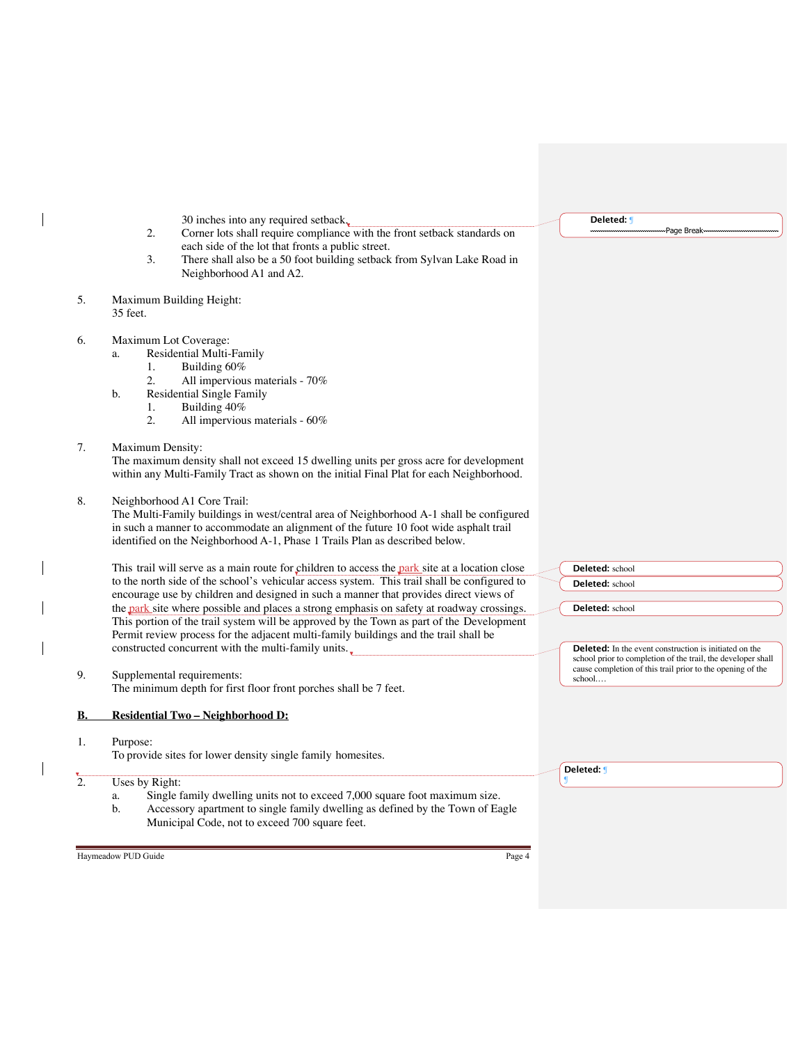30 inches into any required setback.

2. Corner lots shall require compliance with the front setback standards on each side of the lot that fronts a public street.
3. There shall also be a 50 foot building setback from Sylvan Lake Road in Neighborhood A1 and A2.

5. Maximum Building Height:
   35 feet.

6. Maximum Lot Coverage:
   a. Residential Multi-Family
      1. Building 60%
      2. All impervious materials - 70%
   b. Residential Single Family
      1. Building 40%
      2. All impervious materials - 60%

7. Maximum Density:
   The maximum density shall not exceed 15 dwelling units per gross acre for development within any Multi-Family Tract as shown on the initial Final Plat for each Neighborhood.

8. Neighborhood A1 Core Trail:
   The Multi-Family buildings in west/central area of Neighborhood A-1 shall be configured in such a manner to accommodate an alignment of the future 10 foot wide asphalt trail identified on the Neighborhood A-1, Phase 1 Trails Plan as described below.

   This trail will serve as a main route for children to access the park site at a location close to the north side of the school's vehicular access system. This trail shall be configured to encourage use by children and designed in such a manner that provides direct views of the park site where possible and places a strong emphasis on safety at roadway crossings. This portion of the trail system will be approved by the Town as part of the Development Permit review process for the adjacent multi-family buildings and the trail shall be constructed concurrent with the multi-family units.

9. Supplemental requirements:
   The minimum depth for first floor front porches shall be 7 feet.

## B. Residential Two – Neighborhood D:

1. Purpose:
   To provide sites for lower density single family homesites.

2. Uses by Right:
   a. Single family dwelling units not to exceed 7,000 square foot maximum size.
   b. Accessory apartment to single family dwelling as defined by the Town of Eagle Municipal Code, not to exceed 700 square feet.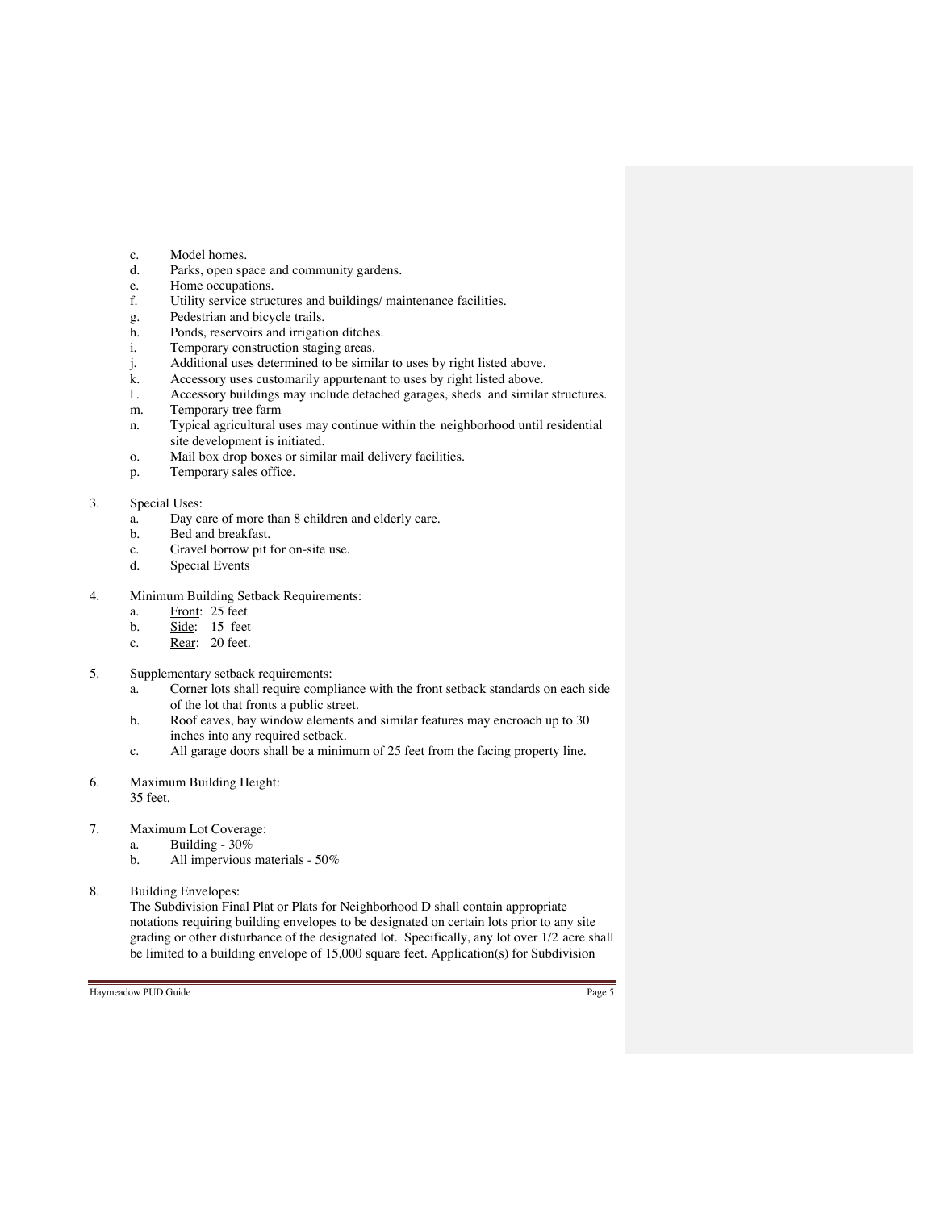c. Model homes.
d. Parks, open space and community gardens.
e. Home occupations.
f. Utility service structures and buildings/ maintenance facilities.
g. Pedestrian and bicycle trails.
h. Ponds, reservoirs and irrigation ditches.
i. Temporary construction staging areas.
j. Additional uses determined to be similar to uses by right listed above.
k. Accessory uses customarily appurtenant to uses by right listed above.
l. Accessory buildings may include detached garages, sheds and similar structures.
m. Temporary tree farm
n. Typical agricultural uses may continue within the neighborhood until residential site development is initiated.
o. Mail box drop boxes or similar mail delivery facilities.
p. Temporary sales office.

3. Special Uses:
   a. Day care of more than 8 children and elderly care.
   b. Bed and breakfast.
   c. Gravel borrow pit for on-site use.
   d. Special Events

4. Minimum Building Setback Requirements:
   a. Front: 25 feet
   b. Side: 15 feet
   c. Rear: 20 feet.

5. Supplementary setback requirements:
   a. Corner lots shall require compliance with the front setback standards on each side of the lot that fronts a public street.
   b. Roof eaves, bay window elements and similar features may encroach up to 30 inches into any required setback.
   c. All garage doors shall be a minimum of 25 feet from the facing property line.

6. Maximum Building Height:
   35 feet.

7. Maximum Lot Coverage:
   a. Building - 30%
   b. All impervious materials - 50%

8. Building Envelopes:
   The Subdivision Final Plat or Plats for Neighborhood D shall contain appropriate notations requiring building envelopes to be designated on certain lots prior to any site grading or other disturbance of the designated lot. Specifically, any lot over 1/2 acre shall be limited to a building envelope of 15,000 square feet. Application(s) for Subdivision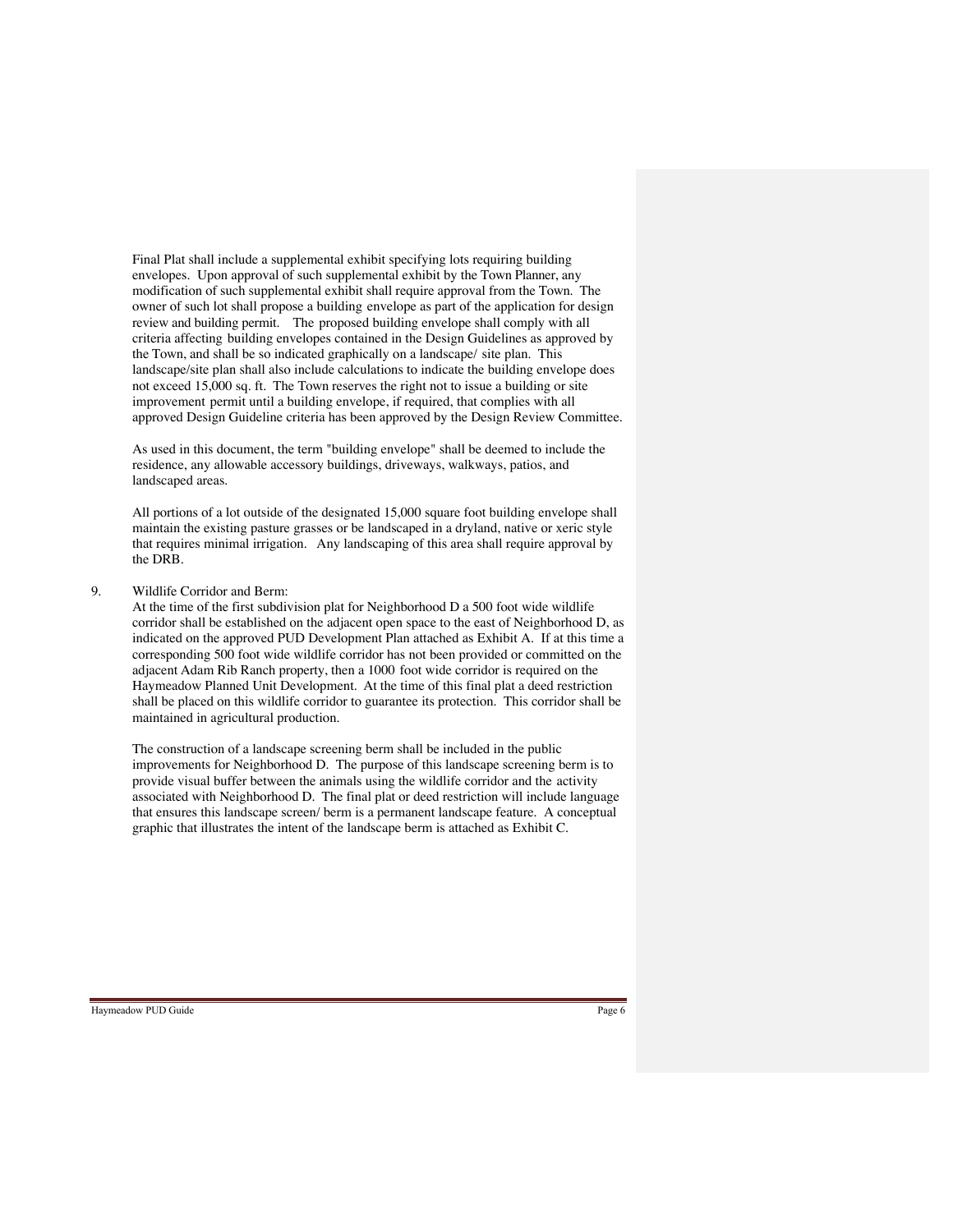Final Plat shall include a supplemental exhibit specifying lots requiring building envelopes. Upon approval of such supplemental exhibit by the Town Planner, any modification of such supplemental exhibit shall require approval from the Town. The owner of such lot shall propose a building envelope as part of the application for design review and building permit. The proposed building envelope shall comply with all criteria affecting building envelopes contained in the Design Guidelines as approved by the Town, and shall be so indicated graphically on a landscape/ site plan. This landscape/site plan shall also include calculations to indicate the building envelope does not exceed 15,000 sq. ft. The Town reserves the right not to issue a building or site improvement permit until a building envelope, if required, that complies with all approved Design Guideline criteria has been approved by the Design Review Committee.

As used in this document, the term "building envelope" shall be deemed to include the residence, any allowable accessory buildings, driveways, walkways, patios, and landscaped areas.

All portions of a lot outside of the designated 15,000 square foot building envelope shall maintain the existing pasture grasses or be landscaped in a dryland, native or xeric style that requires minimal irrigation. Any landscaping of this area shall require approval by the DRB.

9. Wildlife Corridor and Berm:

   At the time of the first subdivision plat for Neighborhood D a 500 foot wide wildlife corridor shall be established on the adjacent open space to the east of Neighborhood D, as indicated on the approved PUD Development Plan attached as Exhibit A. If at this time a corresponding 500 foot wide wildlife corridor has not been provided or committed on the adjacent Adam Rib Ranch property, then a 1000 foot wide corridor is required on the Haymeadow Planned Unit Development. At the time of this final plat a deed restriction shall be placed on this wildlife corridor to guarantee its protection. This corridor shall be maintained in agricultural production.

   The construction of a landscape screening berm shall be included in the public improvements for Neighborhood D. The purpose of this landscape screening berm is to provide visual buffer between the animals using the wildlife corridor and the activity associated with Neighborhood D. The final plat or deed restriction will include language that ensures this landscape screen/ berm is a permanent landscape feature. A conceptual graphic that illustrates the intent of the landscape berm is attached as Exhibit C.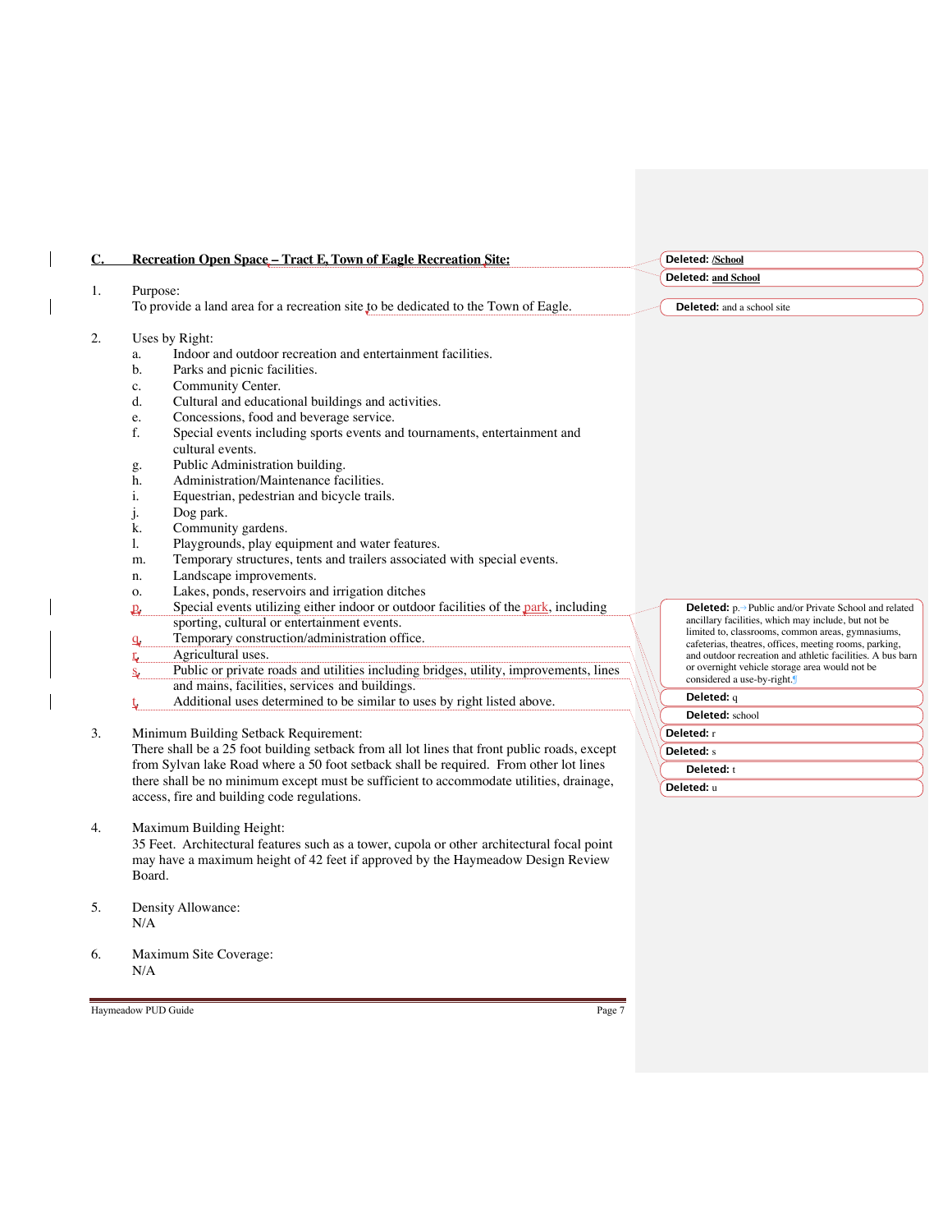## C. Recreation Open Space – Tract E, Town of Eagle Recreation Site:

1. Purpose:
   To provide a land area for a recreation site to be dedicated to the Town of Eagle.

2. Uses by Right:
   a. Indoor and outdoor recreation and entertainment facilities.
   b. Parks and picnic facilities.
   c. Community Center.
   d. Cultural and educational buildings and activities.
   e. Concessions, food and beverage service.
   f. Special events including sports events and tournaments, entertainment and cultural events.
   g. Public Administration building.
   h. Administration/Maintenance facilities.
   i. Equestrian, pedestrian and bicycle trails.
   j. Dog park.
   k. Community gardens.
   l. Playgrounds, play equipment and water features.
   m. Temporary structures, tents and trailers associated with special events.
   n. Landscape improvements.
   o. Lakes, ponds, reservoirs and irrigation ditches
   p. Special events utilizing either indoor or outdoor facilities of the park, including sporting, cultural or entertainment events.
   q. Temporary construction/administration office.
   r. Agricultural uses.
   s. Public or private roads and utilities including bridges, utility, improvements, lines and mains, facilities, services and buildings.
   t. Additional uses determined to be similar to uses by right listed above.

3. Minimum Building Setback Requirement:
   There shall be a 25 foot building setback from all lot lines that front public roads, except from Sylvan lake Road where a 50 foot setback shall be required. From other lot lines there shall be no minimum except must be sufficient to accommodate utilities, drainage, access, fire and building code regulations.

4. Maximum Building Height:
   35 Feet. Architectural features such as a tower, cupola or other architectural focal point may have a maximum height of 42 feet if approved by the Haymeadow Design Review Board.

5. Density Allowance:
   N/A

6. Maximum Site Coverage:
   N/A

---

Deleted: /School

Deleted: and School

Deleted: and a school site

Deleted: p. Public and/or Private School and related ancillary facilities, which may include, but not be limited to, classrooms, common areas, gymnasiums, cafeterias, theatres, offices, meeting rooms, parking, and outdoor recreation and athletic facilities. A bus barn or overnight vehicle storage area would not be considered a use-by-right.

Deleted: q

Deleted: school

Deleted: r

Deleted: s

Deleted: t

Deleted: u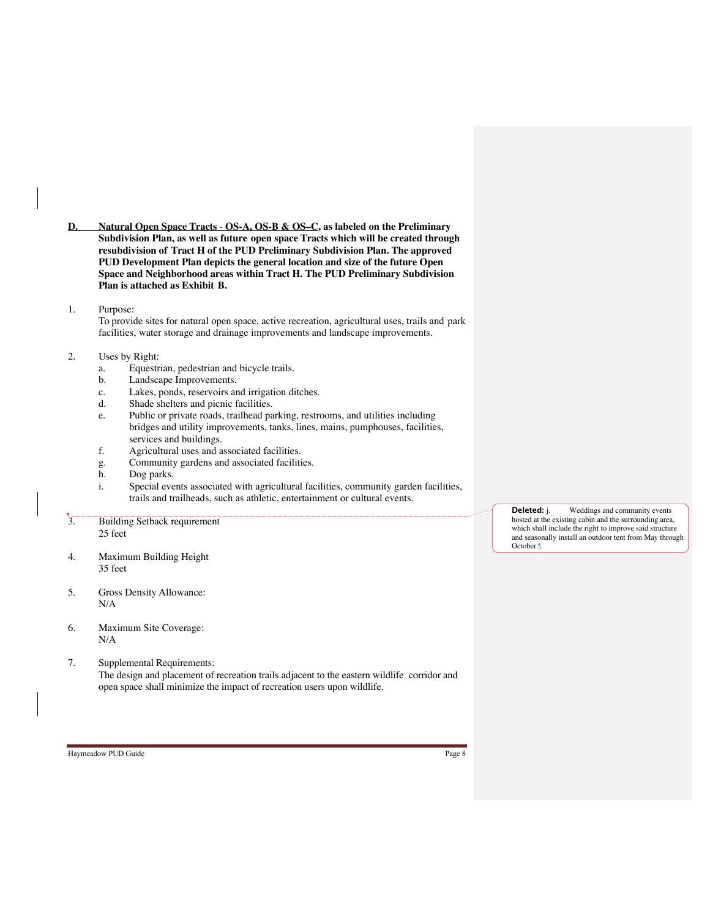**D. Natural Open Space Tracts - OS-A, OS-B & OS–C, as labeled on the Preliminary Subdivision Plan, as well as future open space Tracts which will be created through resubdivision of Tract H of the PUD Preliminary Subdivision Plan. The approved PUD Development Plan depicts the general location and size of the future Open Space and Neighborhood areas within Tract H. The PUD Preliminary Subdivision Plan is attached as Exhibit B.**

1. Purpose:
   To provide sites for natural open space, active recreation, agricultural uses, trails and park facilities, water storage and drainage improvements and landscape improvements.

2. Uses by Right:
   a. Equestrian, pedestrian and bicycle trails.
   b. Landscape Improvements.
   c. Lakes, ponds, reservoirs and irrigation ditches.
   d. Shade shelters and picnic facilities.
   e. Public or private roads, trailhead parking, restrooms, and utilities including bridges and utility improvements, tanks, lines, mains, pumphouses, facilities, services and buildings.
   f. Agricultural uses and associated facilities.
   g. Community gardens and associated facilities.
   h. Dog parks.
   i. Special events associated with agricultural facilities, community garden facilities, trails and trailheads, such as athletic, entertainment or cultural events.

**Deleted:** j. Weddings and community events hosted at the existing cabin and the surrounding area, which shall include the right to improve said structure and seasonally install an outdoor tent from May through October.

3. Building Setback requirement
   25 feet

4. Maximum Building Height
   35 feet

5. Gross Density Allowance:
   N/A

6. Maximum Site Coverage:
   N/A

7. Supplemental Requirements:
   The design and placement of recreation trails adjacent to the eastern wildlife corridor and open space shall minimize the impact of recreation users upon wildlife.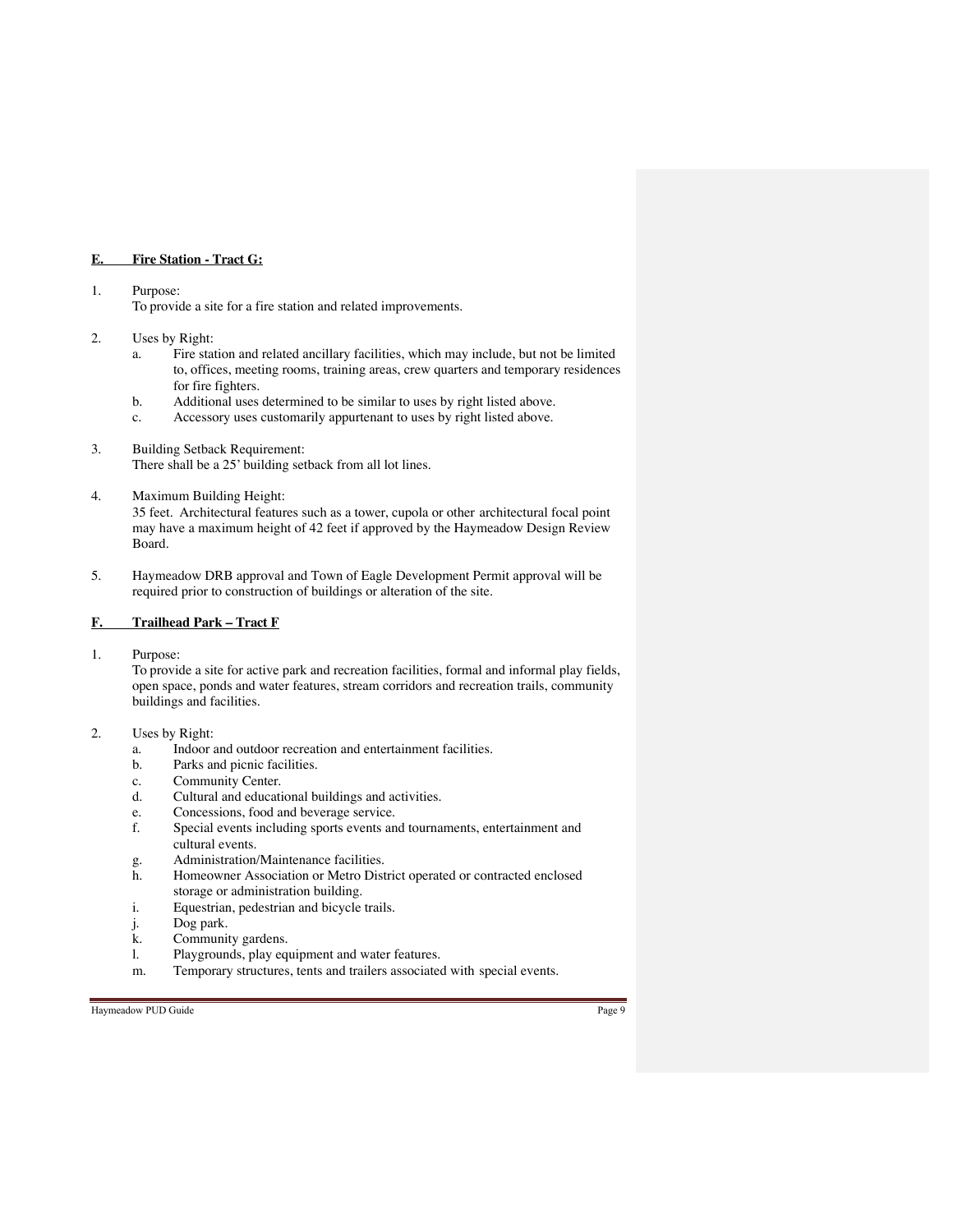## **E. Fire Station - Tract G:**

1. Purpose:
   To provide a site for a fire station and related improvements.

2. Uses by Right:
   a. Fire station and related ancillary facilities, which may include, but not be limited to, offices, meeting rooms, training areas, crew quarters and temporary residences for fire fighters.
   b. Additional uses determined to be similar to uses by right listed above.
   c. Accessory uses customarily appurtenant to uses by right listed above.

3. Building Setback Requirement:
   There shall be a 25' building setback from all lot lines.

4. Maximum Building Height:
   35 feet. Architectural features such as a tower, cupola or other architectural focal point may have a maximum height of 42 feet if approved by the Haymeadow Design Review Board.

5. Haymeadow DRB approval and Town of Eagle Development Permit approval will be required prior to construction of buildings or alteration of the site.

## **F. Trailhead Park – Tract F**

1. Purpose:
   To provide a site for active park and recreation facilities, formal and informal play fields, open space, ponds and water features, stream corridors and recreation trails, community buildings and facilities.

2. Uses by Right:
   a. Indoor and outdoor recreation and entertainment facilities.
   b. Parks and picnic facilities.
   c. Community Center.
   d. Cultural and educational buildings and activities.
   e. Concessions, food and beverage service.
   f. Special events including sports events and tournaments, entertainment and cultural events.
   g. Administration/Maintenance facilities.
   h. Homeowner Association or Metro District operated or contracted enclosed storage or administration building.
   i. Equestrian, pedestrian and bicycle trails.
   j. Dog park.
   k. Community gardens.
   l. Playgrounds, play equipment and water features.
   m. Temporary structures, tents and trailers associated with special events.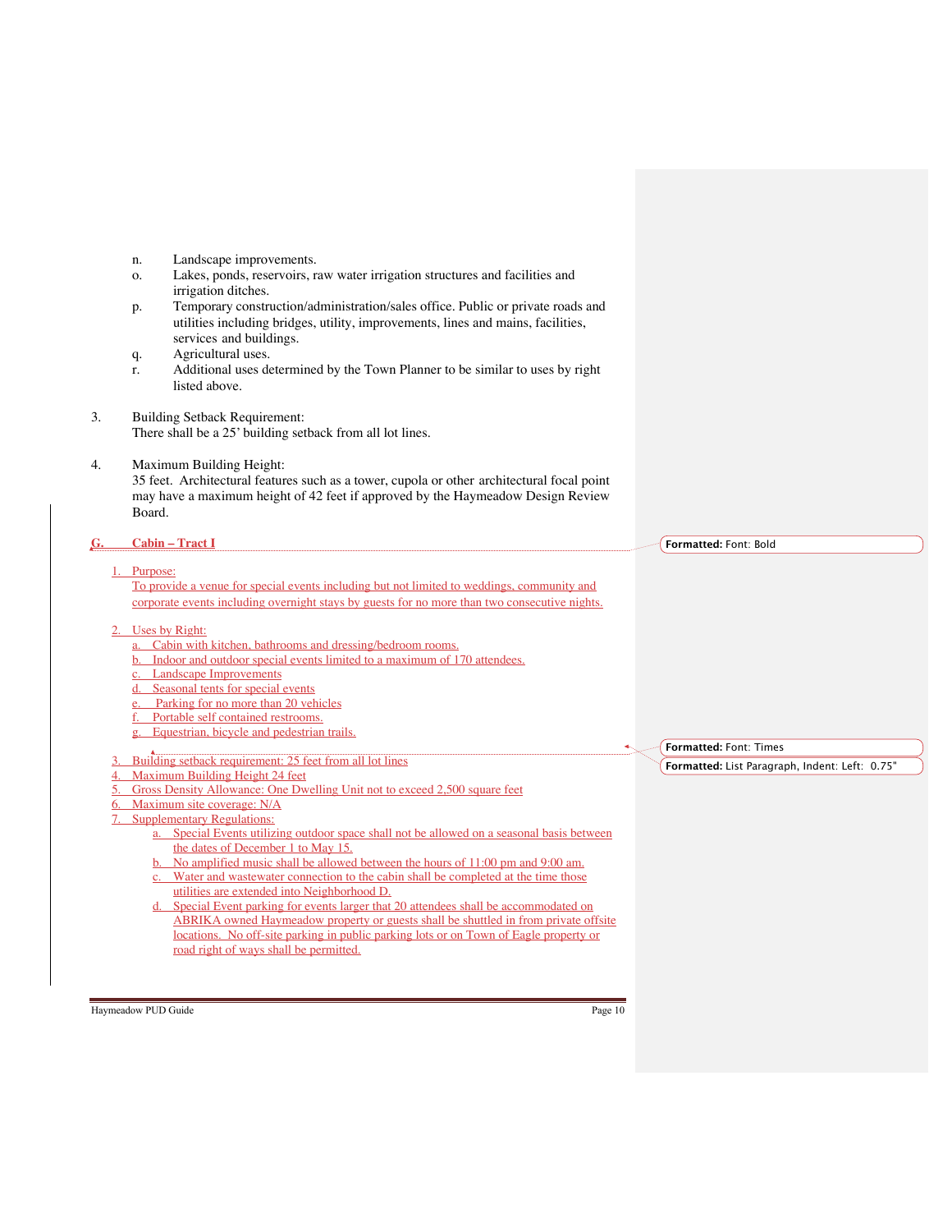n. Landscape improvements.
o. Lakes, ponds, reservoirs, raw water irrigation structures and facilities and irrigation ditches.
p. Temporary construction/administration/sales office. Public or private roads and utilities including bridges, utility, improvements, lines and mains, facilities, services and buildings.
q. Agricultural uses.
r. Additional uses determined by the Town Planner to be similar to uses by right listed above.

3. Building Setback Requirement:
There shall be a 25' building setback from all lot lines.

4. Maximum Building Height:
35 feet. Architectural features such as a tower, cupola or other architectural focal point may have a maximum height of 42 feet if approved by the Haymeadow Design Review Board.

## G. Cabin – Tract I

1. Purpose:
To provide a venue for special events including but not limited to weddings, community and corporate events including overnight stays by guests for no more than two consecutive nights.

2. Uses by Right:
   a. Cabin with kitchen, bathrooms and dressing/bedroom rooms.
   b. Indoor and outdoor special events limited to a maximum of 170 attendees.
   c. Landscape Improvements
   d. Seasonal tents for special events
   e. Parking for no more than 20 vehicles
   f. Portable self contained restrooms.
   g. Equestrian, bicycle and pedestrian trails.

3. Building setback requirement: 25 feet from all lot lines
4. Maximum Building Height 24 feet
5. Gross Density Allowance: One Dwelling Unit not to exceed 2,500 square feet
6. Maximum site coverage: N/A
7. Supplementary Regulations:
   a. Special Events utilizing outdoor space shall not be allowed on a seasonal basis between the dates of December 1 to May 15.
   b. No amplified music shall be allowed between the hours of 11:00 pm and 9:00 am.
   c. Water and wastewater connection to the cabin shall be completed at the time those utilities are extended into Neighborhood D.
   d. Special Event parking for events larger that 20 attendees shall be accommodated on ABRIKA owned Haymeadow property or guests shall be shuttled in from private offsite locations. No off-site parking in public parking lots or on Town of Eagle property or road right of ways shall be permitted.

Formatted: Font: Bold

Formatted: Font: Times

Formatted: List Paragraph, Indent: Left: 0.75"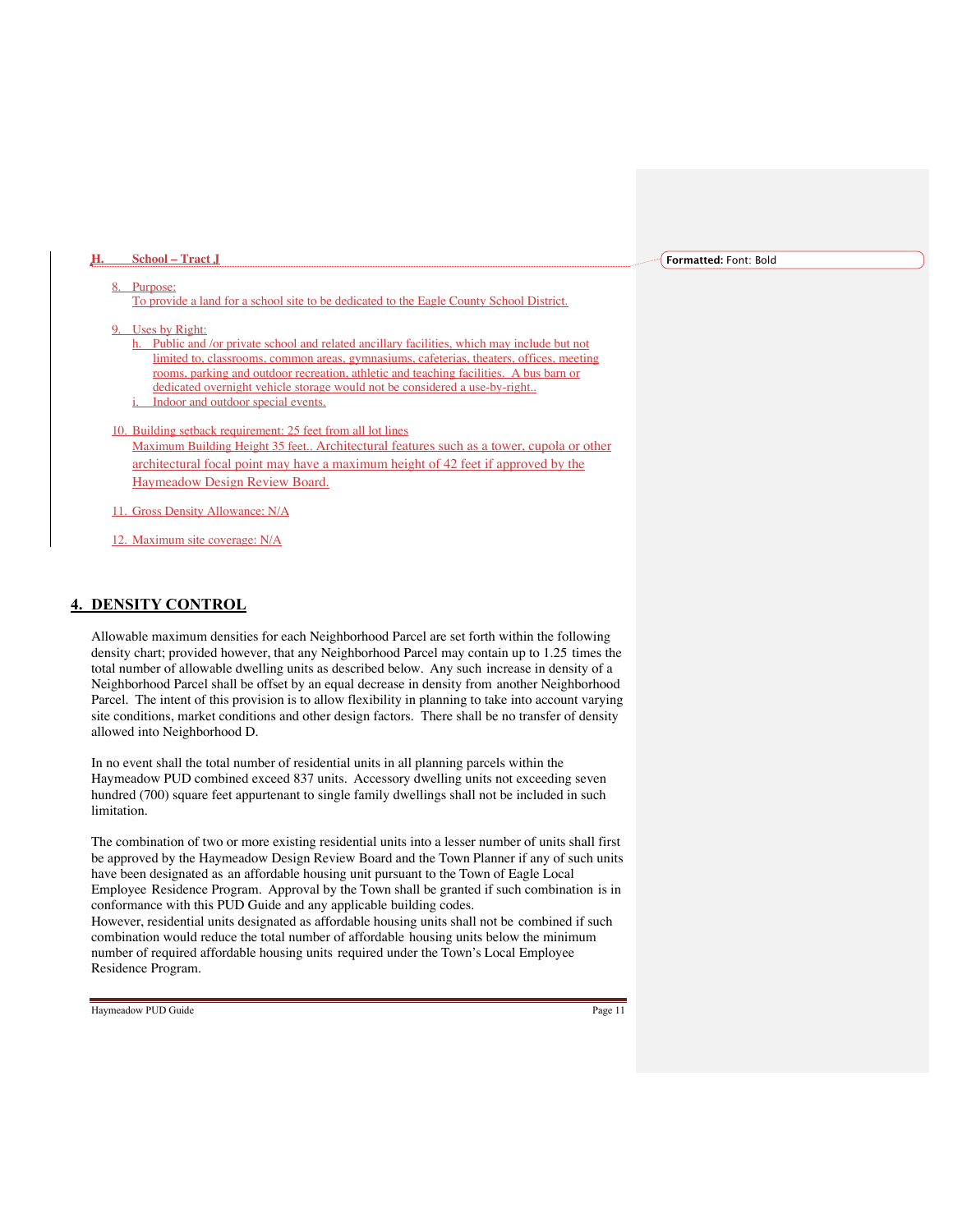### H. School – Tract J

8. Purpose:
   To provide a land for a school site to be dedicated to the Eagle County School District.

9. Uses by Right:
   - h. Public and /or private school and related ancillary facilities, which may include but not limited to, classrooms, common areas, gymnasiums, cafeterias, theaters, offices, meeting rooms, parking and outdoor recreation, athletic and teaching facilities. A bus barn or dedicated overnight vehicle storage would not be considered a use-by-right..
   - i. Indoor and outdoor special events.

10. Building setback requirement: 25 feet from all lot lines
    Maximum Building Height 35 feet.. Architectural features such as a tower, cupola or other architectural focal point may have a maximum height of 42 feet if approved by the Haymeadow Design Review Board.

11. Gross Density Allowance: N/A

12. Maximum site coverage: N/A

## 4. DENSITY CONTROL

Allowable maximum densities for each Neighborhood Parcel are set forth within the following density chart; provided however, that any Neighborhood Parcel may contain up to 1.25 times the total number of allowable dwelling units as described below. Any such increase in density of a Neighborhood Parcel shall be offset by an equal decrease in density from another Neighborhood Parcel. The intent of this provision is to allow flexibility in planning to take into account varying site conditions, market conditions and other design factors. There shall be no transfer of density allowed into Neighborhood D.

In no event shall the total number of residential units in all planning parcels within the Haymeadow PUD combined exceed 837 units. Accessory dwelling units not exceeding seven hundred (700) square feet appurtenant to single family dwellings shall not be included in such limitation.

The combination of two or more existing residential units into a lesser number of units shall first be approved by the Haymeadow Design Review Board and the Town Planner if any of such units have been designated as an affordable housing unit pursuant to the Town of Eagle Local Employee Residence Program. Approval by the Town shall be granted if such combination is in conformance with this PUD Guide and any applicable building codes.
However, residential units designated as affordable housing units shall not be combined if such combination would reduce the total number of affordable housing units below the minimum number of required affordable housing units required under the Town's Local Employee Residence Program.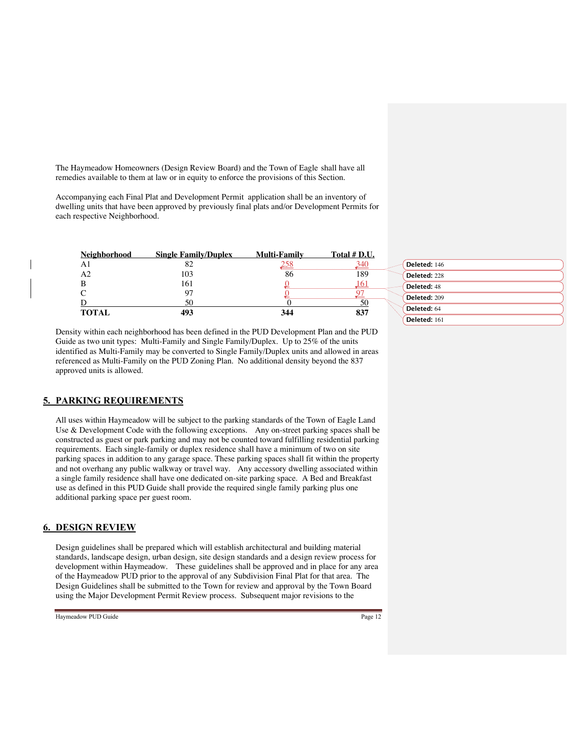The Haymeadow Homeowners (Design Review Board) and the Town of Eagle shall have all remedies available to them at law or in equity to enforce the provisions of this Section.

Accompanying each Final Plat and Development Permit application shall be an inventory of dwelling units that have been approved by previously final plats and/or Development Permits for each respective Neighborhood.

| Neighborhood | Single Family/Duplex | Multi-Family | Total # D.U. |
|---|---|---|---|
| A1 | 82 | 258 | 340 |
| A2 | 103 | 86 | 189 |
| B | 161 | 0 | 161 |
| C | 97 | 0 | 97 |
| D | 50 | 0 | 50 |
| **TOTAL** | **493** | **344** | **837** |

Deleted: 146

Deleted: 228

Deleted: 48

Deleted: 209

Deleted: 64

Deleted: 161

Density within each neighborhood has been defined in the PUD Development Plan and the PUD Guide as two unit types: Multi-Family and Single Family/Duplex. Up to 25% of the units identified as Multi-Family may be converted to Single Family/Duplex units and allowed in areas referenced as Multi-Family on the PUD Zoning Plan. No additional density beyond the 837 approved units is allowed.

## 5. PARKING REQUIREMENTS

All uses within Haymeadow will be subject to the parking standards of the Town of Eagle Land Use & Development Code with the following exceptions. Any on-street parking spaces shall be constructed as guest or park parking and may not be counted toward fulfilling residential parking requirements. Each single-family or duplex residence shall have a minimum of two on site parking spaces in addition to any garage space. These parking spaces shall fit within the property and not overhang any public walkway or travel way. Any accessory dwelling associated within a single family residence shall have one dedicated on-site parking space. A Bed and Breakfast use as defined in this PUD Guide shall provide the required single family parking plus one additional parking space per guest room.

## 6. DESIGN REVIEW

Design guidelines shall be prepared which will establish architectural and building material standards, landscape design, urban design, site design standards and a design review process for development within Haymeadow. These guidelines shall be approved and in place for any area of the Haymeadow PUD prior to the approval of any Subdivision Final Plat for that area. The Design Guidelines shall be submitted to the Town for review and approval by the Town Board using the Major Development Permit Review process. Subsequent major revisions to the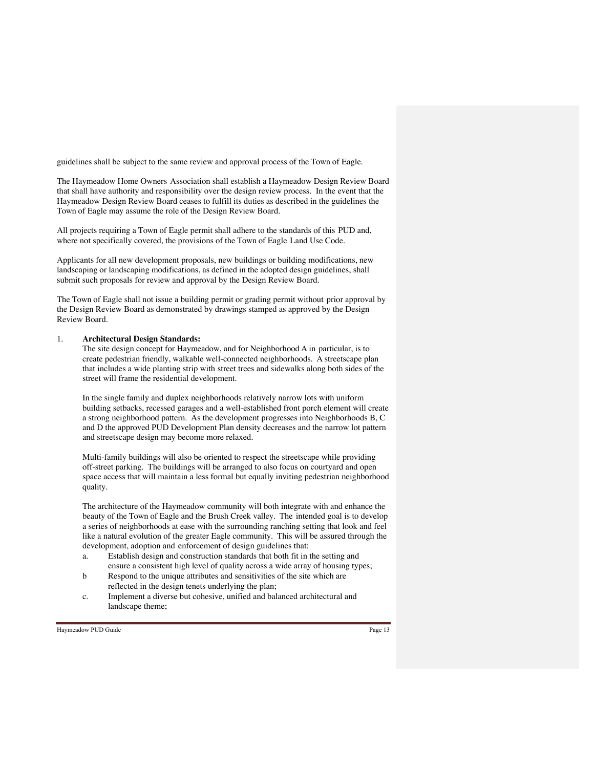guidelines shall be subject to the same review and approval process of the Town of Eagle.

The Haymeadow Home Owners Association shall establish a Haymeadow Design Review Board that shall have authority and responsibility over the design review process. In the event that the Haymeadow Design Review Board ceases to fulfill its duties as described in the guidelines the Town of Eagle may assume the role of the Design Review Board.

All projects requiring a Town of Eagle permit shall adhere to the standards of this PUD and, where not specifically covered, the provisions of the Town of Eagle Land Use Code.

Applicants for all new development proposals, new buildings or building modifications, new landscaping or landscaping modifications, as defined in the adopted design guidelines, shall submit such proposals for review and approval by the Design Review Board.

The Town of Eagle shall not issue a building permit or grading permit without prior approval by the Design Review Board as demonstrated by drawings stamped as approved by the Design Review Board.

1. **Architectural Design Standards:**

   The site design concept for Haymeadow, and for Neighborhood A in particular, is to create pedestrian friendly, walkable well-connected neighborhoods. A streetscape plan that includes a wide planting strip with street trees and sidewalks along both sides of the street will frame the residential development.

   In the single family and duplex neighborhoods relatively narrow lots with uniform building setbacks, recessed garages and a well-established front porch element will create a strong neighborhood pattern. As the development progresses into Neighborhoods B, C and D the approved PUD Development Plan density decreases and the narrow lot pattern and streetscape design may become more relaxed.

   Multi-family buildings will also be oriented to respect the streetscape while providing off-street parking. The buildings will be arranged to also focus on courtyard and open space access that will maintain a less formal but equally inviting pedestrian neighborhood quality.

   The architecture of the Haymeadow community will both integrate with and enhance the beauty of the Town of Eagle and the Brush Creek valley. The intended goal is to develop a series of neighborhoods at ease with the surrounding ranching setting that look and feel like a natural evolution of the greater Eagle community. This will be assured through the development, adoption and enforcement of design guidelines that:

   a. Establish design and construction standards that both fit in the setting and ensure a consistent high level of quality across a wide array of housing types;
   b Respond to the unique attributes and sensitivities of the site which are reflected in the design tenets underlying the plan;
   c. Implement a diverse but cohesive, unified and balanced architectural and landscape theme;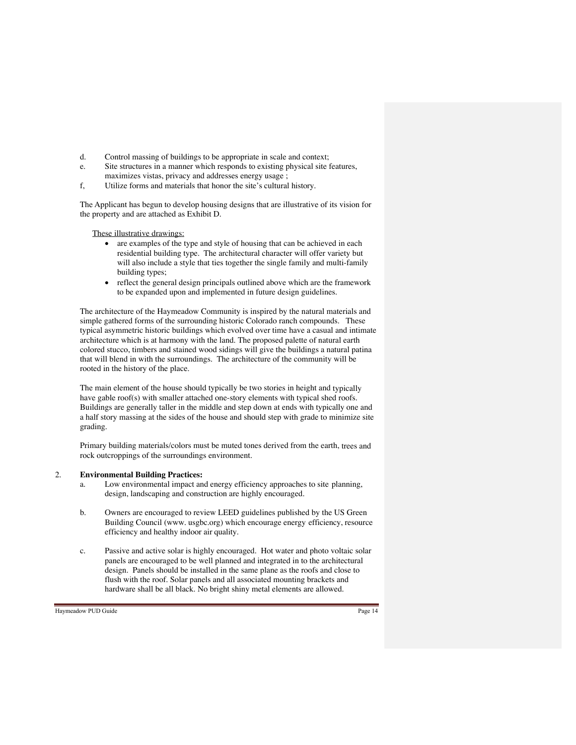d. Control massing of buildings to be appropriate in scale and context;
e. Site structures in a manner which responds to existing physical site features, maximizes vistas, privacy and addresses energy usage ;
f, Utilize forms and materials that honor the site's cultural history.

The Applicant has begun to develop housing designs that are illustrative of its vision for the property and are attached as Exhibit D.

<u>These illustrative drawings:</u>

- are examples of the type and style of housing that can be achieved in each residential building type. The architectural character will offer variety but will also include a style that ties together the single family and multi-family building types;
- reflect the general design principals outlined above which are the framework to be expanded upon and implemented in future design guidelines.

The architecture of the Haymeadow Community is inspired by the natural materials and simple gathered forms of the surrounding historic Colorado ranch compounds. These typical asymmetric historic buildings which evolved over time have a casual and intimate architecture which is at harmony with the land. The proposed palette of natural earth colored stucco, timbers and stained wood sidings will give the buildings a natural patina that will blend in with the surroundings. The architecture of the community will be rooted in the history of the place.

The main element of the house should typically be two stories in height and typically have gable roof(s) with smaller attached one-story elements with typical shed roofs. Buildings are generally taller in the middle and step down at ends with typically one and a half story massing at the sides of the house and should step with grade to minimize site grading.

Primary building materials/colors must be muted tones derived from the earth, trees and rock outcroppings of the surroundings environment.

2. **Environmental Building Practices:**

a. Low environmental impact and energy efficiency approaches to site planning, design, landscaping and construction are highly encouraged.

b. Owners are encouraged to review LEED guidelines published by the US Green Building Council (www. usgbc.org) which encourage energy efficiency, resource efficiency and healthy indoor air quality.

c. Passive and active solar is highly encouraged. Hot water and photo voltaic solar panels are encouraged to be well planned and integrated in to the architectural design. Panels should be installed in the same plane as the roofs and close to flush with the roof. Solar panels and all associated mounting brackets and hardware shall be all black. No bright shiny metal elements are allowed.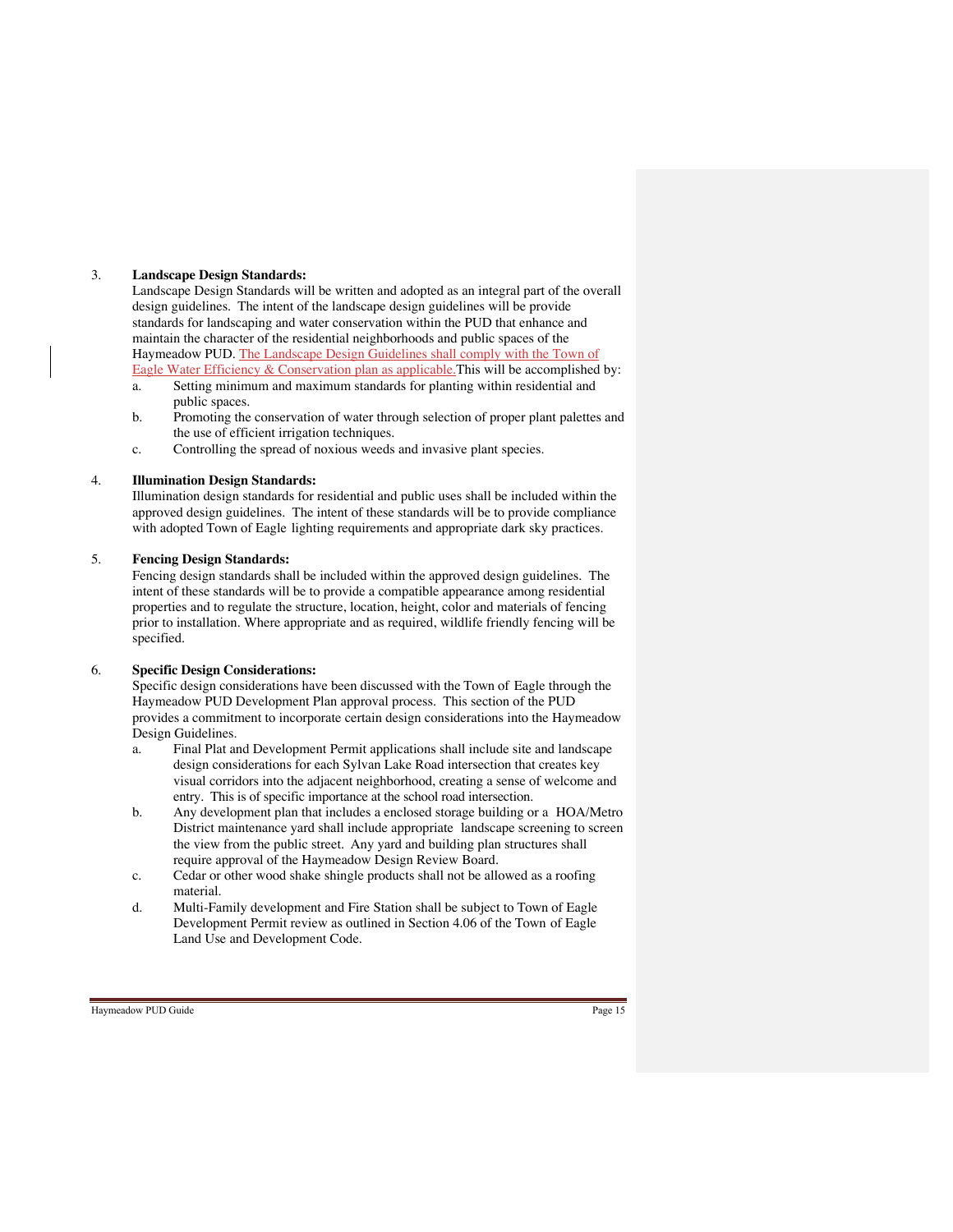3. **Landscape Design Standards:**
   Landscape Design Standards will be written and adopted as an integral part of the overall design guidelines. The intent of the landscape design guidelines will be provide standards for landscaping and water conservation within the PUD that enhance and maintain the character of the residential neighborhoods and public spaces of the Haymeadow PUD. The Landscape Design Guidelines shall comply with the Town of Eagle Water Efficiency & Conservation plan as applicable.This will be accomplished by:
   a. Setting minimum and maximum standards for planting within residential and public spaces.
   b. Promoting the conservation of water through selection of proper plant palettes and the use of efficient irrigation techniques.
   c. Controlling the spread of noxious weeds and invasive plant species.

4. **Illumination Design Standards:**
   Illumination design standards for residential and public uses shall be included within the approved design guidelines. The intent of these standards will be to provide compliance with adopted Town of Eagle lighting requirements and appropriate dark sky practices.

5. **Fencing Design Standards:**
   Fencing design standards shall be included within the approved design guidelines. The intent of these standards will be to provide a compatible appearance among residential properties and to regulate the structure, location, height, color and materials of fencing prior to installation. Where appropriate and as required, wildlife friendly fencing will be specified.

6. **Specific Design Considerations:**
   Specific design considerations have been discussed with the Town of Eagle through the Haymeadow PUD Development Plan approval process. This section of the PUD provides a commitment to incorporate certain design considerations into the Haymeadow Design Guidelines.
   a. Final Plat and Development Permit applications shall include site and landscape design considerations for each Sylvan Lake Road intersection that creates key visual corridors into the adjacent neighborhood, creating a sense of welcome and entry. This is of specific importance at the school road intersection.
   b. Any development plan that includes a enclosed storage building or a HOA/Metro District maintenance yard shall include appropriate landscape screening to screen the view from the public street. Any yard and building plan structures shall require approval of the Haymeadow Design Review Board.
   c. Cedar or other wood shake shingle products shall not be allowed as a roofing material.
   d. Multi-Family development and Fire Station shall be subject to Town of Eagle Development Permit review as outlined in Section 4.06 of the Town of Eagle Land Use and Development Code.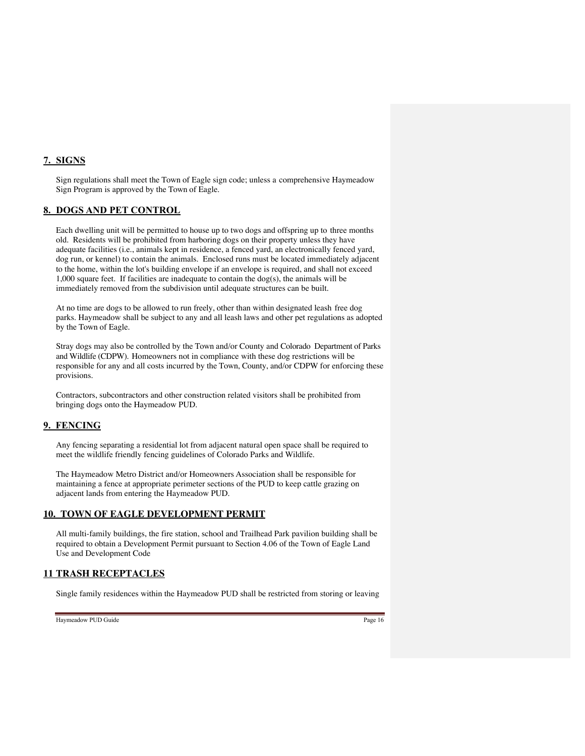## 7. SIGNS

Sign regulations shall meet the Town of Eagle sign code; unless a comprehensive Haymeadow Sign Program is approved by the Town of Eagle.

## 8. DOGS AND PET CONTROL

Each dwelling unit will be permitted to house up to two dogs and offspring up to three months old. Residents will be prohibited from harboring dogs on their property unless they have adequate facilities (i.e., animals kept in residence, a fenced yard, an electronically fenced yard, dog run, or kennel) to contain the animals. Enclosed runs must be located immediately adjacent to the home, within the lot's building envelope if an envelope is required, and shall not exceed 1,000 square feet. If facilities are inadequate to contain the dog(s), the animals will be immediately removed from the subdivision until adequate structures can be built.

At no time are dogs to be allowed to run freely, other than within designated leash free dog parks. Haymeadow shall be subject to any and all leash laws and other pet regulations as adopted by the Town of Eagle.

Stray dogs may also be controlled by the Town and/or County and Colorado Department of Parks and Wildlife (CDPW). Homeowners not in compliance with these dog restrictions will be responsible for any and all costs incurred by the Town, County, and/or CDPW for enforcing these provisions.

Contractors, subcontractors and other construction related visitors shall be prohibited from bringing dogs onto the Haymeadow PUD.

## 9. FENCING

Any fencing separating a residential lot from adjacent natural open space shall be required to meet the wildlife friendly fencing guidelines of Colorado Parks and Wildlife.

The Haymeadow Metro District and/or Homeowners Association shall be responsible for maintaining a fence at appropriate perimeter sections of the PUD to keep cattle grazing on adjacent lands from entering the Haymeadow PUD.

## 10. TOWN OF EAGLE DEVELOPMENT PERMIT

All multi-family buildings, the fire station, school and Trailhead Park pavilion building shall be required to obtain a Development Permit pursuant to Section 4.06 of the Town of Eagle Land Use and Development Code

## 11 TRASH RECEPTACLES

Single family residences within the Haymeadow PUD shall be restricted from storing or leaving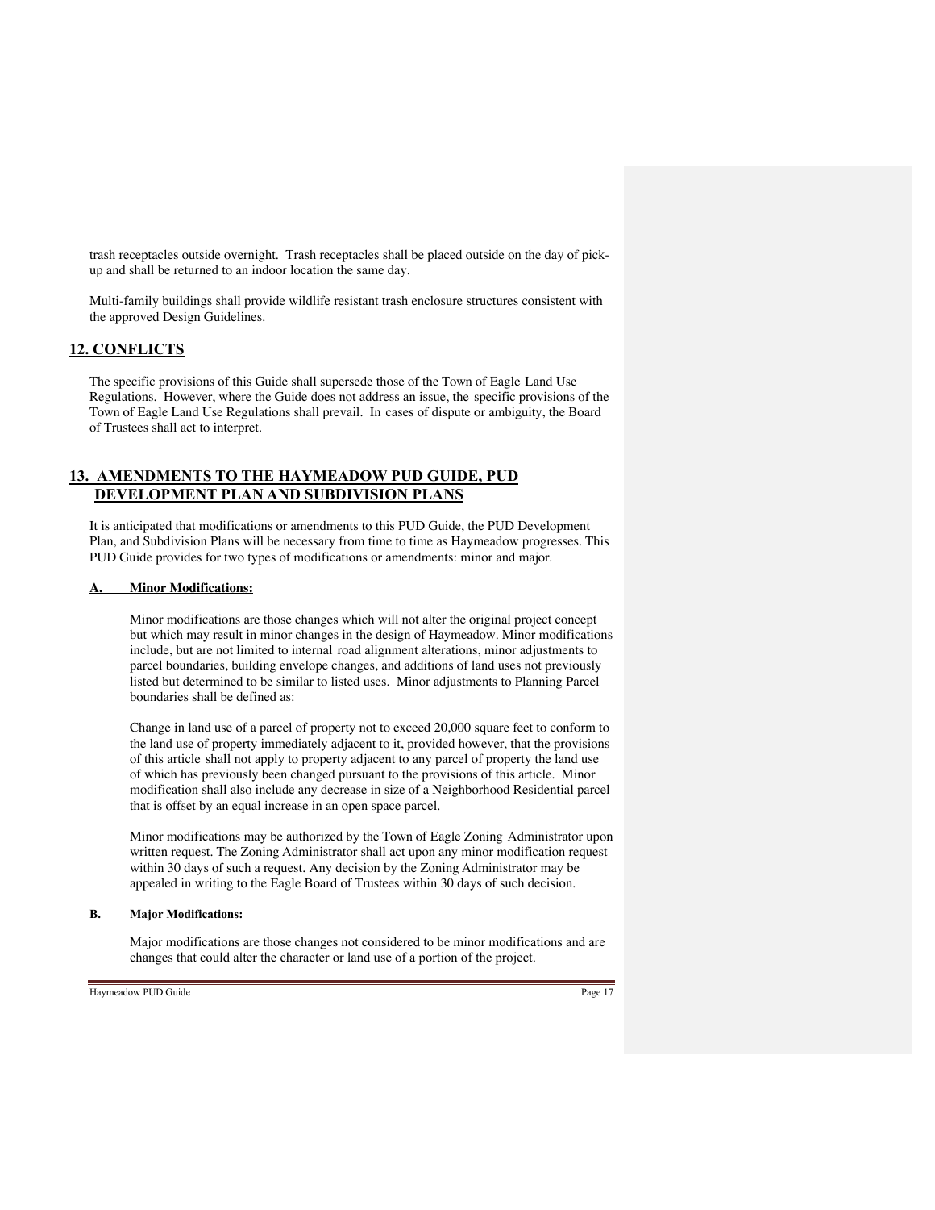trash receptacles outside overnight. Trash receptacles shall be placed outside on the day of pick-up and shall be returned to an indoor location the same day.

Multi-family buildings shall provide wildlife resistant trash enclosure structures consistent with the approved Design Guidelines.

## 12. CONFLICTS

The specific provisions of this Guide shall supersede those of the Town of Eagle Land Use Regulations. However, where the Guide does not address an issue, the specific provisions of the Town of Eagle Land Use Regulations shall prevail. In cases of dispute or ambiguity, the Board of Trustees shall act to interpret.

## 13. AMENDMENTS TO THE HAYMEADOW PUD GUIDE, PUD DEVELOPMENT PLAN AND SUBDIVISION PLANS

It is anticipated that modifications or amendments to this PUD Guide, the PUD Development Plan, and Subdivision Plans will be necessary from time to time as Haymeadow progresses. This PUD Guide provides for two types of modifications or amendments: minor and major.

### A. Minor Modifications:

Minor modifications are those changes which will not alter the original project concept but which may result in minor changes in the design of Haymeadow. Minor modifications include, but are not limited to internal road alignment alterations, minor adjustments to parcel boundaries, building envelope changes, and additions of land uses not previously listed but determined to be similar to listed uses. Minor adjustments to Planning Parcel boundaries shall be defined as:

Change in land use of a parcel of property not to exceed 20,000 square feet to conform to the land use of property immediately adjacent to it, provided however, that the provisions of this article shall not apply to property adjacent to any parcel of property the land use of which has previously been changed pursuant to the provisions of this article. Minor modification shall also include any decrease in size of a Neighborhood Residential parcel that is offset by an equal increase in an open space parcel.

Minor modifications may be authorized by the Town of Eagle Zoning Administrator upon written request. The Zoning Administrator shall act upon any minor modification request within 30 days of such a request. Any decision by the Zoning Administrator may be appealed in writing to the Eagle Board of Trustees within 30 days of such decision.

### B. Major Modifications:

Major modifications are those changes not considered to be minor modifications and are changes that could alter the character or land use of a portion of the project.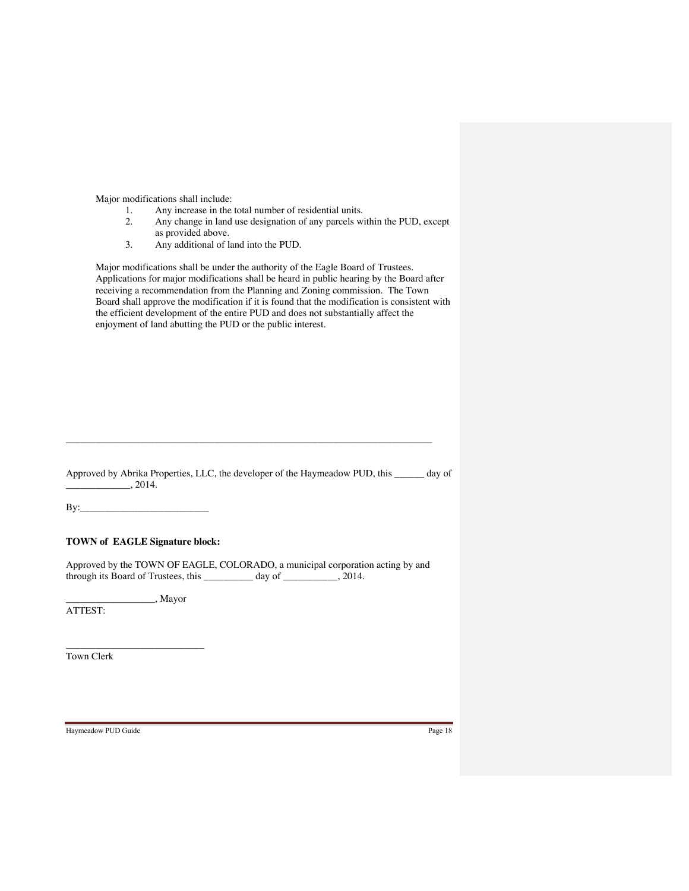Major modifications shall include:

1. Any increase in the total number of residential units.
2. Any change in land use designation of any parcels within the PUD, except as provided above.
3. Any additional of land into the PUD.

Major modifications shall be under the authority of the Eagle Board of Trustees. Applications for major modifications shall be heard in public hearing by the Board after receiving a recommendation from the Planning and Zoning commission. The Town Board shall approve the modification if it is found that the modification is consistent with the efficient development of the entire PUD and does not substantially affect the enjoyment of land abutting the PUD or the public interest.

---

Approved by Abrika Properties, LLC, the developer of the Haymeadow PUD, this ______ day of _____________, 2014.

By:__________________________

**TOWN of EAGLE Signature block:**

Approved by the TOWN OF EAGLE, COLORADO, a municipal corporation acting by and through its Board of Trustees, this __________ day of ___________, 2014.

__________________, Mayor

ATTEST:

____________________________

Town Clerk